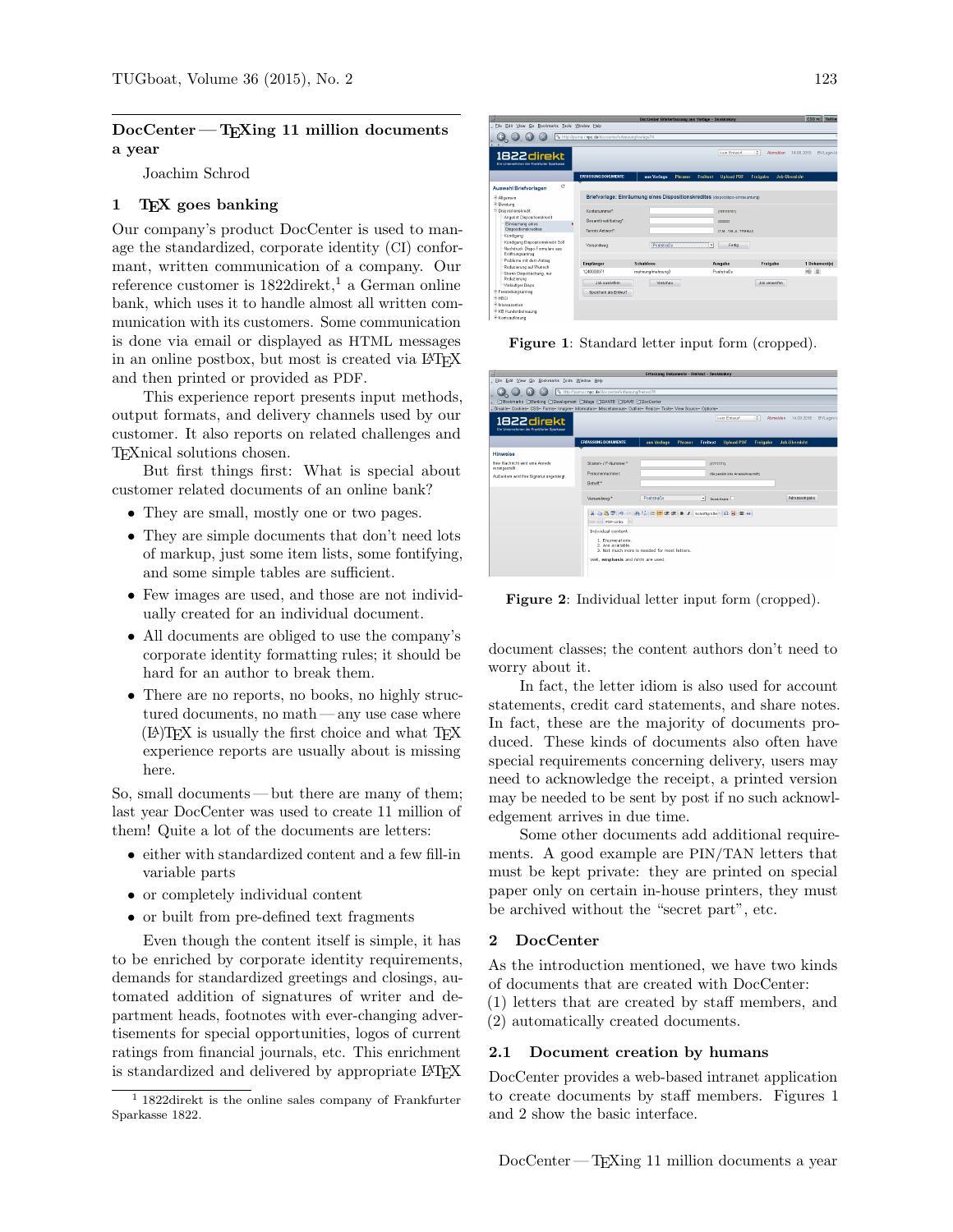# DocCenter — TEXing 11 million documents a year

Joachim Schrod

## 1 TEX goes banking

Our company's product DocCenter is used to manage the standardized, corporate identity (CI) conformant, written communication of a company. Our reference customer is 1822direkt,[1] a German online bank, which uses it to handle almost all written communication with its customers. Some communication is done via email or displayed as HTML messages in an online postbox, but most is created via LaTeX and then printed or provided as PDF.

This experience report presents input methods, output formats, and delivery channels used by our customer. It also reports on related challenges and TEXnical solutions chosen.

But first things first: What is special about customer related documents of an online bank?

- They are small, mostly one or two pages.
- They are simple documents that don't need lots of markup, just some item lists, some fontifying, and some simple tables are sufficient.
- Few images are used, and those are not individually created for an individual document.
- All documents are obliged to use the company's corporate identity formatting rules; it should be hard for an author to break them.
- There are no reports, no books, no highly structured documents, no math — any use case where (LA)TEX is usually the first choice and what TEX experience reports are usually about is missing here.

So, small documents — but there are many of them; last year DocCenter was used to create 11 million of them! Quite a lot of the documents are letters:

- either with standardized content and a few fill-in variable parts
- or completely individual content
- or built from pre-defined text fragments

Even though the content itself is simple, it has to be enriched by corporate identity requirements, demands for standardized greetings and closings, automated addition of signatures of writer and department heads, footnotes with ever-changing advertisements for special opportunities, logos of current ratings from financial journals, etc. This enrichment is standardized and delivered by appropriate LaTeX document classes; the content authors don't need to worry about it.

[1] 1822direkt is the online sales company of Frankfurter Sparkasse 1822.

**Figure 1**: Standard letter input form (cropped).

**Figure 2**: Individual letter input form (cropped).

In fact, the letter idiom is also used for account statements, credit card statements, and share notes. In fact, these are the majority of documents produced. These kinds of documents also often have special requirements concerning delivery, users may need to acknowledge the receipt, a printed version may be needed to be sent by post if no such acknowledgement arrives in due time.

Some other documents add additional requirements. A good example are PIN/TAN letters that must be kept private: they are printed on special paper only on certain in-house printers, they must be archived without the "secret part", etc.

## 2 DocCenter

As the introduction mentioned, we have two kinds of documents that are created with DocCenter: (1) letters that are created by staff members, and (2) automatically created documents.

### 2.1 Document creation by humans

DocCenter provides a web-based intranet application to create documents by staff members. Figures 1 and 2 show the basic interface.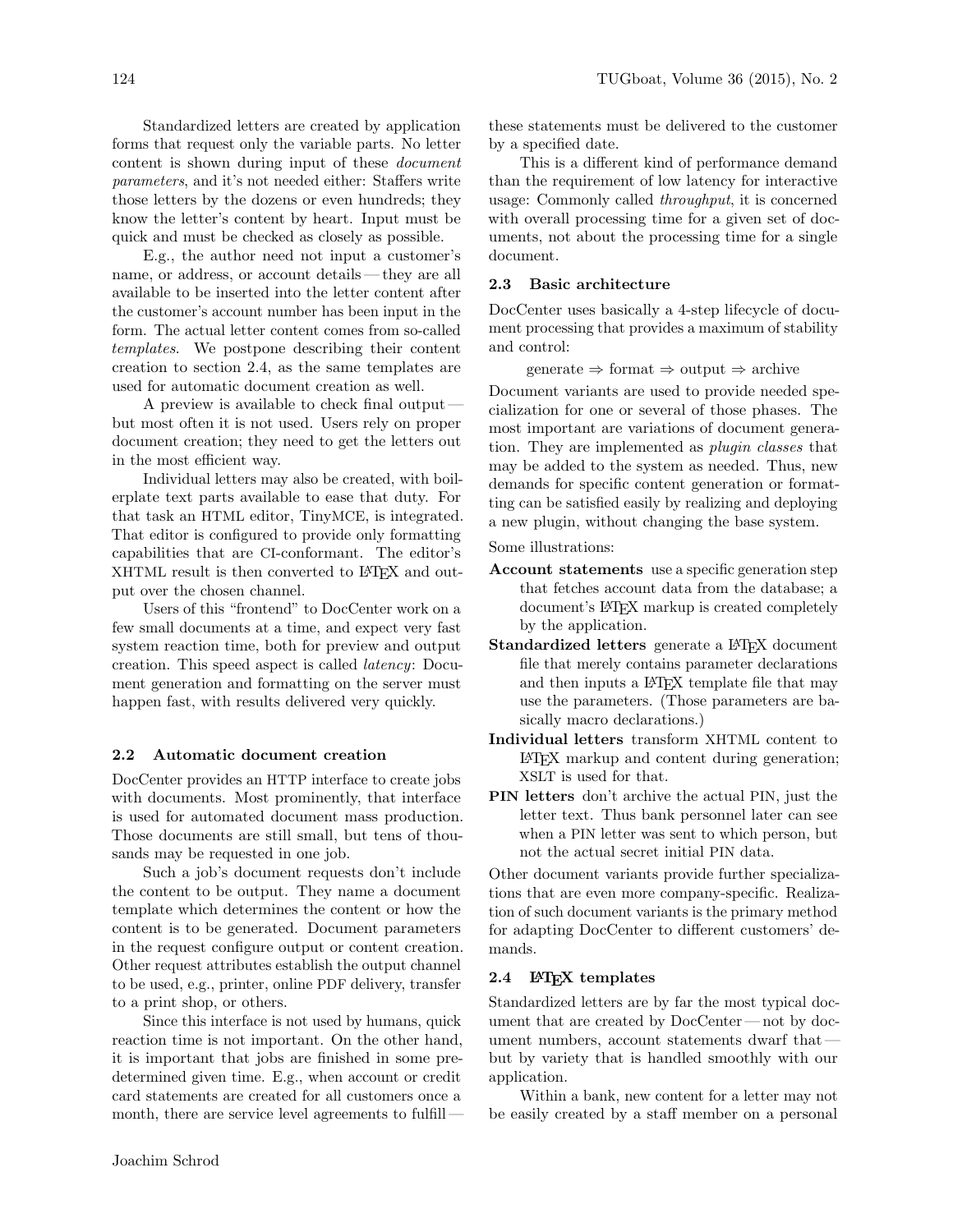Standardized letters are created by application forms that request only the variable parts. No letter content is shown during input of these *document parameters*, and it's not needed either: Staffers write those letters by the dozens or even hundreds; they know the letter's content by heart. Input must be quick and must be checked as closely as possible.

E.g., the author need not input a customer's name, or address, or account details — they are all available to be inserted into the letter content after the customer's account number has been input in the form. The actual letter content comes from so-called *templates*. We postpone describing their content creation to section 2.4, as the same templates are used for automatic document creation as well.

A preview is available to check final output — but most often it is not used. Users rely on proper document creation; they need to get the letters out in the most efficient way.

Individual letters may also be created, with boilerplate text parts available to ease that duty. For that task an HTML editor, TinyMCE, is integrated. That editor is configured to provide only formatting capabilities that are CI-conformant. The editor's XHTML result is then converted to LaTeX and output over the chosen channel.

Users of this "frontend" to DocCenter work on a few small documents at a time, and expect very fast system reaction time, both for preview and output creation. This speed aspect is called *latency*: Document generation and formatting on the server must happen fast, with results delivered very quickly.

### 2.2 Automatic document creation

DocCenter provides an HTTP interface to create jobs with documents. Most prominently, that interface is used for automated document mass production. Those documents are still small, but tens of thousands may be requested in one job.

Such a job's document requests don't include the content to be output. They name a document template which determines the content or how the content is to be generated. Document parameters in the request configure output or content creation. Other request attributes establish the output channel to be used, e.g., printer, online PDF delivery, transfer to a print shop, or others.

Since this interface is not used by humans, quick reaction time is not important. On the other hand, it is important that jobs are finished in some predetermined given time. E.g., when account or credit card statements are created for all customers once a month, there are service level agreements to fulfill — these statements must be delivered to the customer by a specified date.

This is a different kind of performance demand than the requirement of low latency for interactive usage: Commonly called *throughput*, it is concerned with overall processing time for a given set of documents, not about the processing time for a single document.

### 2.3 Basic architecture

DocCenter uses basically a 4-step lifecycle of document processing that provides a maximum of stability and control:

generate ⇒ format ⇒ output ⇒ archive

Document variants are used to provide needed specialization for one or several of those phases. The most important are variations of document generation. They are implemented as *plugin classes* that may be added to the system as needed. Thus, new demands for specific content generation or formatting can be satisfied easily by realizing and deploying a new plugin, without changing the base system.

Some illustrations:

**Account statements** use a specific generation step that fetches account data from the database; a document's LaTeX markup is created completely by the application.

**Standardized letters** generate a LaTeX document file that merely contains parameter declarations and then inputs a LaTeX template file that may use the parameters. (Those parameters are basically macro declarations.)

**Individual letters** transform XHTML content to LaTeX markup and content during generation; XSLT is used for that.

**PIN letters** don't archive the actual PIN, just the letter text. Thus bank personnel later can see when a PIN letter was sent to which person, but not the actual secret initial PIN data.

Other document variants provide further specializations that are even more company-specific. Realization of such document variants is the primary method for adapting DocCenter to different customers' demands.

### 2.4 LaTeX templates

Standardized letters are by far the most typical document that are created by DocCenter — not by document numbers, account statements dwarf that — but by variety that is handled smoothly with our application.

Within a bank, new content for a letter may not be easily created by a staff member on a personal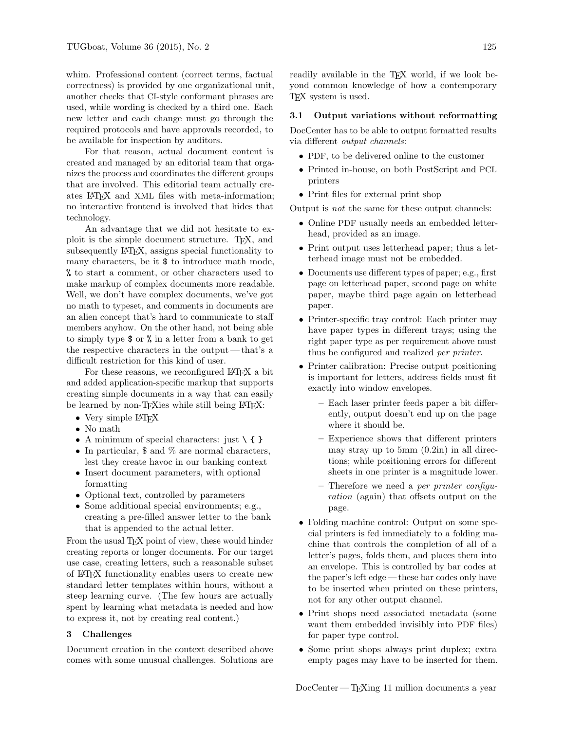whim. Professional content (correct terms, factual correctness) is provided by one organizational unit, another checks that CI-style conformant phrases are used, while wording is checked by a third one. Each new letter and each change must go through the required protocols and have approvals recorded, to be available for inspection by auditors.

For that reason, actual document content is created and managed by an editorial team that organizes the process and coordinates the different groups that are involved. This editorial team actually creates LaTeX and XML files with meta-information; no interactive frontend is involved that hides that technology.

An advantage that we did not hesitate to exploit is the simple document structure. TeX, and subsequently LaTeX, assigns special functionality to many characters, be it `$` to introduce math mode, `%` to start a comment, or other characters used to make markup of complex documents more readable. Well, we don't have complex documents, we've got no math to typeset, and comments in documents are an alien concept that's hard to communicate to staff members anyhow. On the other hand, not being able to simply type `$` or `%` in a letter from a bank to get the respective characters in the output — that's a difficult restriction for this kind of user.

For these reasons, we reconfigured LaTeX a bit and added application-specific markup that supports creating simple documents in a way that can easily be learned by non-TeXies while still being LaTeX:

- Very simple LaTeX
- No math
- A minimum of special characters: just `\ { }`
- In particular, $ and % are normal characters, lest they create havoc in our banking context
- Insert document parameters, with optional formatting
- Optional text, controlled by parameters
- Some additional special environments; e.g., creating a pre-filled answer letter to the bank that is appended to the actual letter.

From the usual TeX point of view, these would hinder creating reports or longer documents. For our target use case, creating letters, such a reasonable subset of LaTeX functionality enables users to create new standard letter templates within hours, without a steep learning curve. (The few hours are actually spent by learning what metadata is needed and how to express it, not by creating real content.)

## 3 Challenges

Document creation in the context described above comes with some unusual challenges. Solutions are readily available in the TeX world, if we look beyond common knowledge of how a contemporary TeX system is used.

### 3.1 Output variations without reformatting

DocCenter has to be able to output formatted results via different *output channels*:

- PDF, to be delivered online to the customer
- Printed in-house, on both PostScript and PCL printers
- Print files for external print shop

Output is *not* the same for these output channels:

- Online PDF usually needs an embedded letterhead, provided as an image.
- Print output uses letterhead paper; thus a letterhead image must not be embedded.
- Documents use different types of paper; e.g., first page on letterhead paper, second page on white paper, maybe third page again on letterhead paper.
- Printer-specific tray control: Each printer may have paper types in different trays; using the right paper type as per requirement above must thus be configured and realized *per printer*.
- Printer calibration: Precise output positioning is important for letters, address fields must fit exactly into window envelopes.
  - Each laser printer feeds paper a bit differently, output doesn't end up on the page where it should be.
  - Experience shows that different printers may stray up to 5mm (0.2in) in all directions; while positioning errors for different sheets in one printer is a magnitude lower.
  - Therefore we need a *per printer configuration* (again) that offsets output on the page.
- Folding machine control: Output on some special printers is fed immediately to a folding machine that controls the completion of all of a letter's pages, folds them, and places them into an envelope. This is controlled by bar codes at the paper's left edge — these bar codes only have to be inserted when printed on these printers, not for any other output channel.
- Print shops need associated metadata (some want them embedded invisibly into PDF files) for paper type control.
- Some print shops always print duplex; extra empty pages may have to be inserted for them.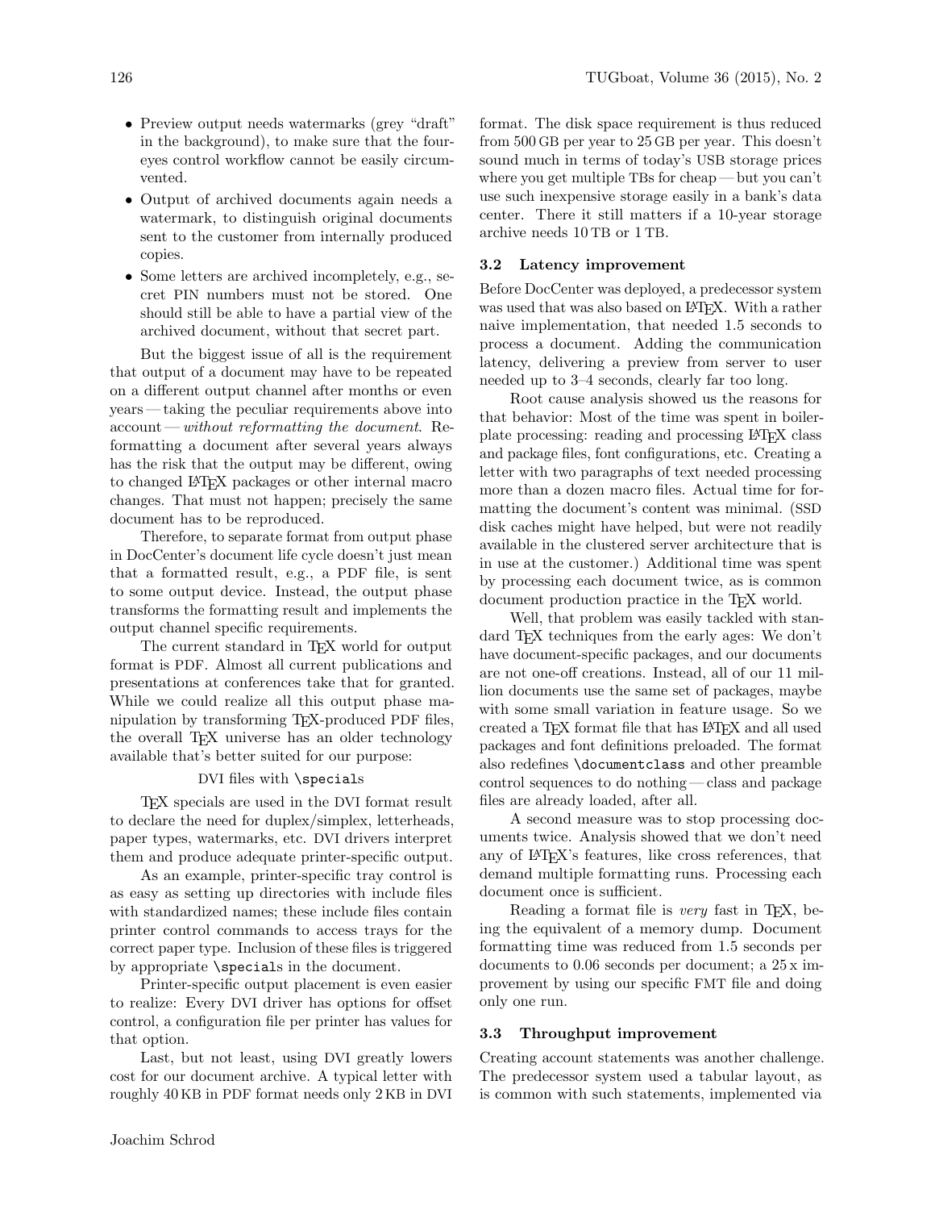- Preview output needs watermarks (grey "draft" in the background), to make sure that the four-eyes control workflow cannot be easily circumvented.
- Output of archived documents again needs a watermark, to distinguish original documents sent to the customer from internally produced copies.
- Some letters are archived incompletely, e.g., secret PIN numbers must not be stored. One should still be able to have a partial view of the archived document, without that secret part.

But the biggest issue of all is the requirement that output of a document may have to be repeated on a different output channel after months or even years — taking the peculiar requirements above into account — *without reformatting the document*. Reformatting a document after several years always has the risk that the output may be different, owing to changed LaTeX packages or other internal macro changes. That must not happen; precisely the same document has to be reproduced.

Therefore, to separate format from output phase in DocCenter's document life cycle doesn't just mean that a formatted result, e.g., a PDF file, is sent to some output device. Instead, the output phase transforms the formatting result and implements the output channel specific requirements.

The current standard in TeX world for output format is PDF. Almost all current publications and presentations at conferences take that for granted. While we could realize all this output phase manipulation by transforming TeX-produced PDF files, the overall TeX universe has an older technology available that's better suited for our purpose:

DVI files with `\special`s

TeX specials are used in the DVI format result to declare the need for duplex/simplex, letterheads, paper types, watermarks, etc. DVI drivers interpret them and produce adequate printer-specific output.

As an example, printer-specific tray control is as easy as setting up directories with include files with standardized names; these include files contain printer control commands to access trays for the correct paper type. Inclusion of these files is triggered by appropriate `\special`s in the document.

Printer-specific output placement is even easier to realize: Every DVI driver has options for offset control, a configuration file per printer has values for that option.

Last, but not least, using DVI greatly lowers cost for our document archive. A typical letter with roughly 40 KB in PDF format needs only 2 KB in DVI format. The disk space requirement is thus reduced from 500 GB per year to 25 GB per year. This doesn't sound much in terms of today's USB storage prices where you get multiple TBs for cheap — but you can't use such inexpensive storage easily in a bank's data center. There it still matters if a 10-year storage archive needs 10 TB or 1 TB.

### 3.2 Latency improvement

Before DocCenter was deployed, a predecessor system was used that was also based on LaTeX. With a rather naive implementation, that needed 1.5 seconds to process a document. Adding the communication latency, delivering a preview from server to user needed up to 3–4 seconds, clearly far too long.

Root cause analysis showed us the reasons for that behavior: Most of the time was spent in boilerplate processing: reading and processing LaTeX class and package files, font configurations, etc. Creating a letter with two paragraphs of text needed processing more than a dozen macro files. Actual time for formatting the document's content was minimal. (SSD disk caches might have helped, but were not readily available in the clustered server architecture that is in use at the customer.) Additional time was spent by processing each document twice, as is common document production practice in the TeX world.

Well, that problem was easily tackled with standard TeX techniques from the early ages: We don't have document-specific packages, and our documents are not one-off creations. Instead, all of our 11 million documents use the same set of packages, maybe with some small variation in feature usage. So we created a TeX format file that has LaTeX and all used packages and font definitions preloaded. The format also redefines `\documentclass` and other preamble control sequences to do nothing — class and package files are already loaded, after all.

A second measure was to stop processing documents twice. Analysis showed that we don't need any of LaTeX's features, like cross references, that demand multiple formatting runs. Processing each document once is sufficient.

Reading a format file is *very* fast in TeX, being the equivalent of a memory dump. Document formatting time was reduced from 1.5 seconds per documents to 0.06 seconds per document; a 25 x improvement by using our specific FMT file and doing only one run.

### 3.3 Throughput improvement

Creating account statements was another challenge. The predecessor system used a tabular layout, as is common with such statements, implemented via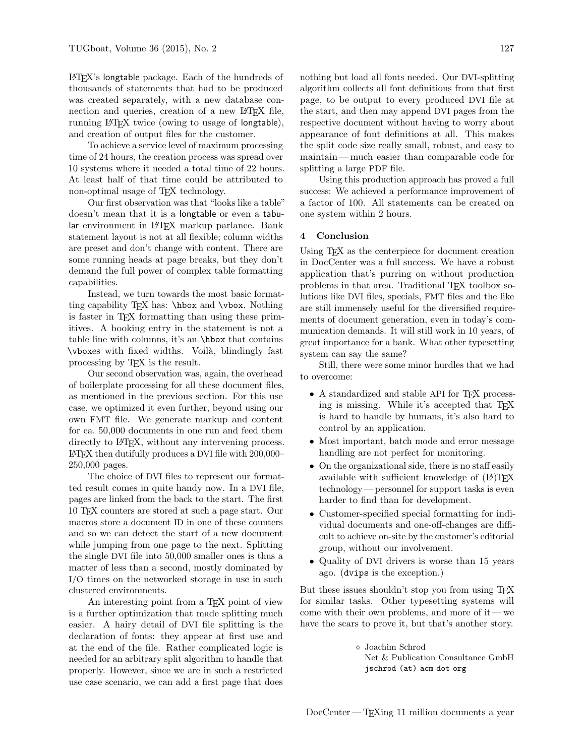LaTeX's longtable package. Each of the hundreds of thousands of statements that had to be produced was created separately, with a new database connection and queries, creation of a new LaTeX file, running LaTeX twice (owing to usage of longtable), and creation of output files for the customer.

To achieve a service level of maximum processing time of 24 hours, the creation process was spread over 10 systems where it needed a total time of 22 hours. At least half of that time could be attributed to non-optimal usage of TeX technology.

Our first observation was that "looks like a table" doesn't mean that it is a longtable or even a tabular environment in LaTeX markup parlance. Bank statement layout is not at all flexible; column widths are preset and don't change with content. There are some running heads at page breaks, but they don't demand the full power of complex table formatting capabilities.

Instead, we turn towards the most basic formatting capability TeX has: `\hbox` and `\vbox`. Nothing is faster in TeX formatting than using these primitives. A booking entry in the statement is not a table line with columns, it's an `\hbox` that contains `\vbox`es with fixed widths. Voilà, blindingly fast processing by TeX is the result.

Our second observation was, again, the overhead of boilerplate processing for all these document files, as mentioned in the previous section. For this use case, we optimized it even further, beyond using our own FMT file. We generate markup and content for ca. 50,000 documents in one run and feed them directly to LaTeX, without any intervening process. LaTeX then dutifully produces a DVI file with 200,000–250,000 pages.

The choice of DVI files to represent our formatted result comes in quite handy now. In a DVI file, pages are linked from the back to the start. The first 10 TeX counters are stored at such a page start. Our macros store a document ID in one of these counters and so we can detect the start of a new document while jumping from one page to the next. Splitting the single DVI file into 50,000 smaller ones is thus a matter of less than a second, mostly dominated by I/O times on the networked storage in use in such clustered environments.

An interesting point from a TeX point of view is a further optimization that made splitting much easier. A hairy detail of DVI file splitting is the declaration of fonts: they appear at first use and at the end of the file. Rather complicated logic is needed for an arbitrary split algorithm to handle that properly. However, since we are in such a restricted use case scenario, we can add a first page that does nothing but load all fonts needed. Our DVI-splitting algorithm collects all font definitions from that first page, to be output to every produced DVI file at the start, and then may append DVI pages from the respective document without having to worry about appearance of font definitions at all. This makes the split code size really small, robust, and easy to maintain — much easier than comparable code for splitting a large PDF file.

Using this production approach has proved a full success: We achieved a performance improvement of a factor of 100. All statements can be created on one system within 2 hours.

## 4 Conclusion

Using TeX as the centerpiece for document creation in DocCenter was a full success. We have a robust application that's purring on without production problems in that area. Traditional TeX toolbox solutions like DVI files, specials, FMT files and the like are still immensely useful for the diversified requirements of document generation, even in today's communication demands. It will still work in 10 years, of great importance for a bank. What other typesetting system can say the same?

Still, there were some minor hurdles that we had to overcome:

- A standardized and stable API for TeX processing is missing. While it's accepted that TeX is hard to handle by humans, it's also hard to control by an application.
- Most important, batch mode and error message handling are not perfect for monitoring.
- On the organizational side, there is no staff easily available with sufficient knowledge of (La)TeX technology — personnel for support tasks is even harder to find than for development.
- Customer-specified special formatting for individual documents and one-off-changes are difficult to achieve on-site by the customer's editorial group, without our involvement.
- Quality of DVI drivers is worse than 15 years ago. (`dvips` is the exception.)

But these issues shouldn't stop you from using TeX for similar tasks. Other typesetting systems will come with their own problems, and more of it — we have the scars to prove it, but that's another story.

◇ Joachim Schrod  
Net & Publication Consultance GmbH  
`jschrod (at) acm dot org`